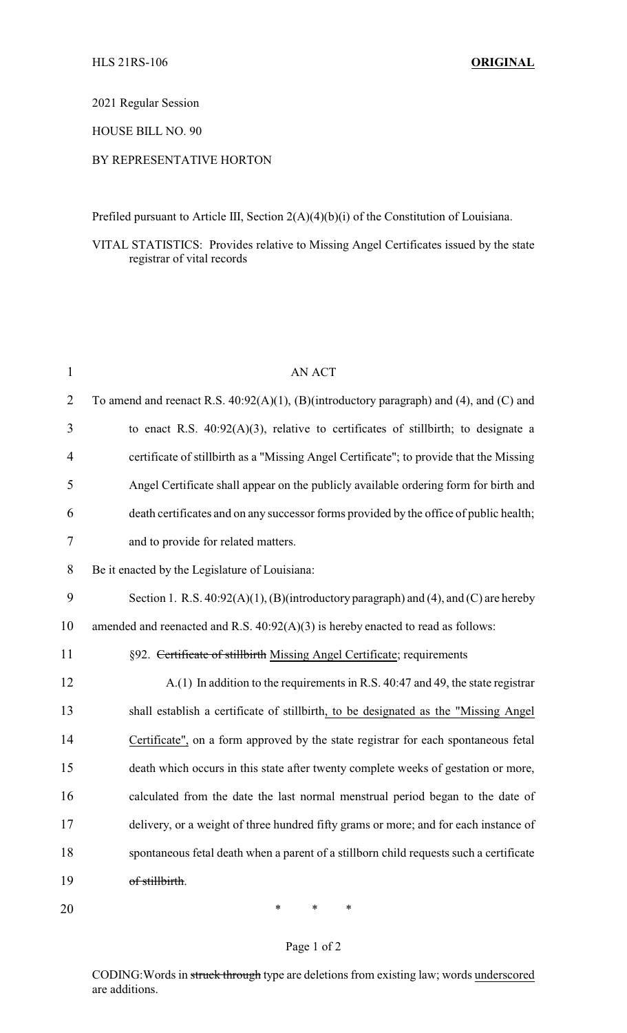HLS 21RS-106 **ORIGINAL**

2021 Regular Session

HOUSE BILL NO. 90

BY REPRESENTATIVE HORTON

Prefiled pursuant to Article III, Section 2(A)(4)(b)(i) of the Constitution of Louisiana.

VITAL STATISTICS: Provides relative to Missing Angel Certificates issued by the state registrar of vital records

AN ACT

To amend and reenact R.S. 40:92(A)(1), (B)(introductory paragraph) and (4), and (C) and to enact R.S. 40:92(A)(3), relative to certificates of stillbirth; to designate a certificate of stillbirth as a "Missing Angel Certificate"; to provide that the Missing Angel Certificate shall appear on the publicly available ordering form for birth and death certificates and on any successor forms provided by the office of public health; and to provide for related matters.

Be it enacted by the Legislature of Louisiana:

Section 1. R.S. 40:92(A)(1), (B)(introductory paragraph) and (4), and (C) are hereby amended and reenacted and R.S. 40:92(A)(3) is hereby enacted to read as follows:

§92. ~~Certificate of stillbirth~~ <u>Missing Angel Certificate</u>; requirements

A.(1) In addition to the requirements in R.S. 40:47 and 49, the state registrar shall establish a certificate of stillbirth<u>, to be designated as the "Missing Angel Certificate",</u> on a form approved by the state registrar for each spontaneous fetal death which occurs in this state after twenty complete weeks of gestation or more, calculated from the date the last normal menstrual period began to the date of delivery, or a weight of three hundred fifty grams or more; and for each instance of spontaneous fetal death when a parent of a stillborn child requests such a certificate ~~of stillbirth~~.

\* \* \*

CODING: Words in ~~struck through~~ type are deletions from existing law; words <u>underscored</u> are additions.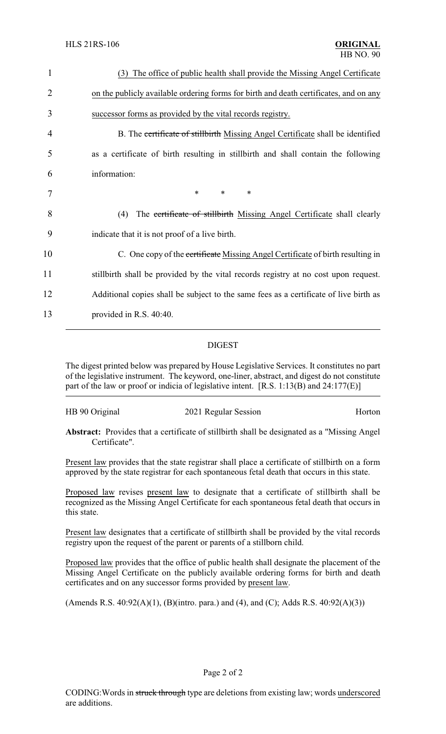(3) The office of public health shall provide the Missing Angel Certificate on the publicly available ordering forms for birth and death certificates, and on any successor forms as provided by the vital records registry.

B. The ~~certificate of stillbirth~~ Missing Angel Certificate shall be identified as a certificate of birth resulting in stillbirth and shall contain the following information:

\* \* \*

(4) The ~~certificate of stillbirth~~ Missing Angel Certificate shall clearly indicate that it is not proof of a live birth.

C. One copy of the ~~certificate~~ Missing Angel Certificate of birth resulting in stillbirth shall be provided by the vital records registry at no cost upon request. Additional copies shall be subject to the same fees as a certificate of live birth as provided in R.S. 40:40.

## DIGEST

The digest printed below was prepared by House Legislative Services. It constitutes no part of the legislative instrument. The keyword, one-liner, abstract, and digest do not constitute part of the law or proof or indicia of legislative intent. [R.S. 1:13(B) and 24:177(E)]

HB 90 Original | 2021 Regular Session | Horton

**Abstract:** Provides that a certificate of stillbirth shall be designated as a "Missing Angel Certificate".

Present law provides that the state registrar shall place a certificate of stillbirth on a form approved by the state registrar for each spontaneous fetal death that occurs in this state.

Proposed law revises present law to designate that a certificate of stillbirth shall be recognized as the Missing Angel Certificate for each spontaneous fetal death that occurs in this state.

Present law designates that a certificate of stillbirth shall be provided by the vital records registry upon the request of the parent or parents of a stillborn child.

Proposed law provides that the office of public health shall designate the placement of the Missing Angel Certificate on the publicly available ordering forms for birth and death certificates and on any successor forms provided by present law.

(Amends R.S. 40:92(A)(1), (B)(intro. para.) and (4), and (C); Adds R.S. 40:92(A)(3))

CODING: Words in ~~struck through~~ type are deletions from existing law; words underscored are additions.